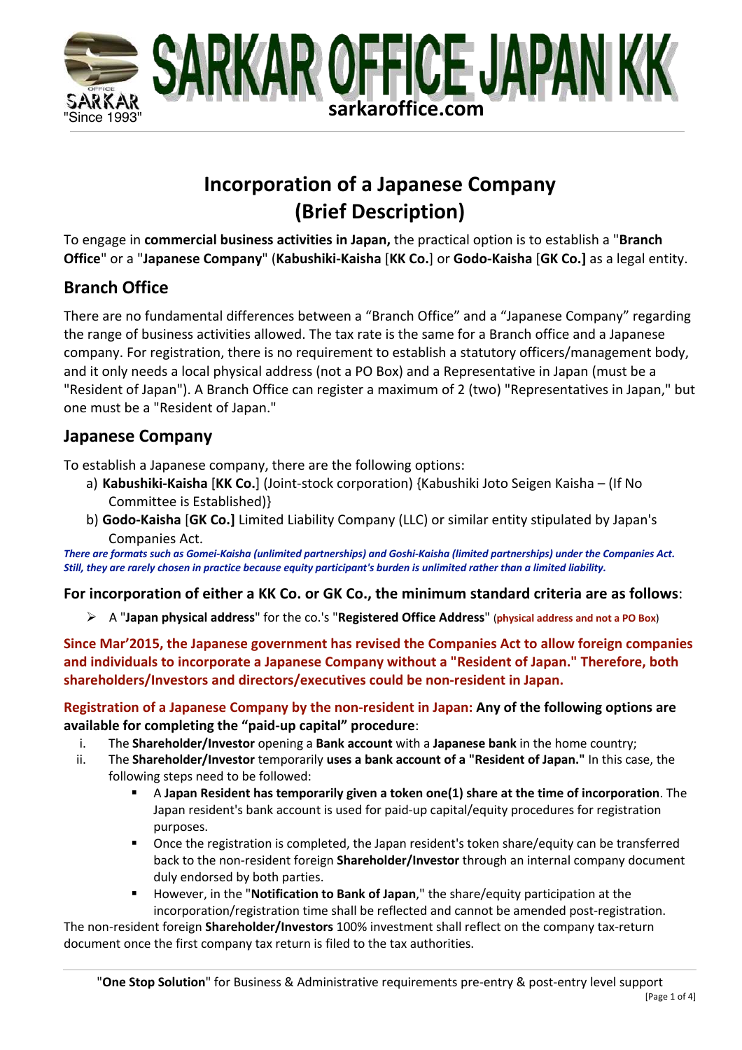# Incorporation of a Japanese Company
# (Brief Description)

To engage in **commercial business activities in Japan,** the practical option is to establish a "**Branch Office**" or a "**Japanese Company**" (**Kabushiki-Kaisha** [**KK Co.**] or **Godo-Kaisha** [**GK Co.]** as a legal entity.

## Branch Office

There are no fundamental differences between a "Branch Office" and a "Japanese Company" regarding the range of business activities allowed. The tax rate is the same for a Branch office and a Japanese company. For registration, there is no requirement to establish a statutory officers/management body, and it only needs a local physical address (not a PO Box) and a Representative in Japan (must be a "Resident of Japan"). A Branch Office can register a maximum of 2 (two) "Representatives in Japan," but one must be a "Resident of Japan."

## Japanese Company

To establish a Japanese company, there are the following options:

a) **Kabushiki-Kaisha** [**KK Co.**] (Joint-stock corporation) {Kabushiki Joto Seigen Kaisha – (If No Committee is Established)}

b) **Godo-Kaisha** [**GK Co.]** Limited Liability Company (LLC) or similar entity stipulated by Japan's Companies Act.

***There are formats such as Gomei-Kaisha (unlimited partnerships) and Goshi-Kaisha (limited partnerships) under the Companies Act. Still, they are rarely chosen in practice because equity participant's burden is unlimited rather than a limited liability.***

### For incorporation of either a KK Co. or GK Co., the minimum standard criteria are as follows:

- A "**Japan physical address**" for the co.'s "**Registered Office Address**" (**physical address and not a PO Box**)

**Since Mar'2015, the Japanese government has revised the Companies Act to allow foreign companies and individuals to incorporate a Japanese Company without a "Resident of Japan." Therefore, both shareholders/Investors and directors/executives could be non-resident in Japan.**

**Registration of a Japanese Company by the non-resident in Japan: Any of the following options are available for completing the "paid-up capital" procedure**:

i. The **Shareholder/Investor** opening a **Bank account** with a **Japanese bank** in the home country;

ii. The **Shareholder/Investor** temporarily **uses a bank account of a "Resident of Japan."** In this case, the following steps need to be followed:
   - A **Japan Resident has temporarily given a token one(1) share at the time of incorporation**. The Japan resident's bank account is used for paid-up capital/equity procedures for registration purposes.
   - Once the registration is completed, the Japan resident's token share/equity can be transferred back to the non-resident foreign **Shareholder/Investor** through an internal company document duly endorsed by both parties.
   - However, in the "**Notification to Bank of Japan**," the share/equity participation at the incorporation/registration time shall be reflected and cannot be amended post-registration.

The non-resident foreign **Shareholder/Investors** 100% investment shall reflect on the company tax-return document once the first company tax return is filed to the tax authorities.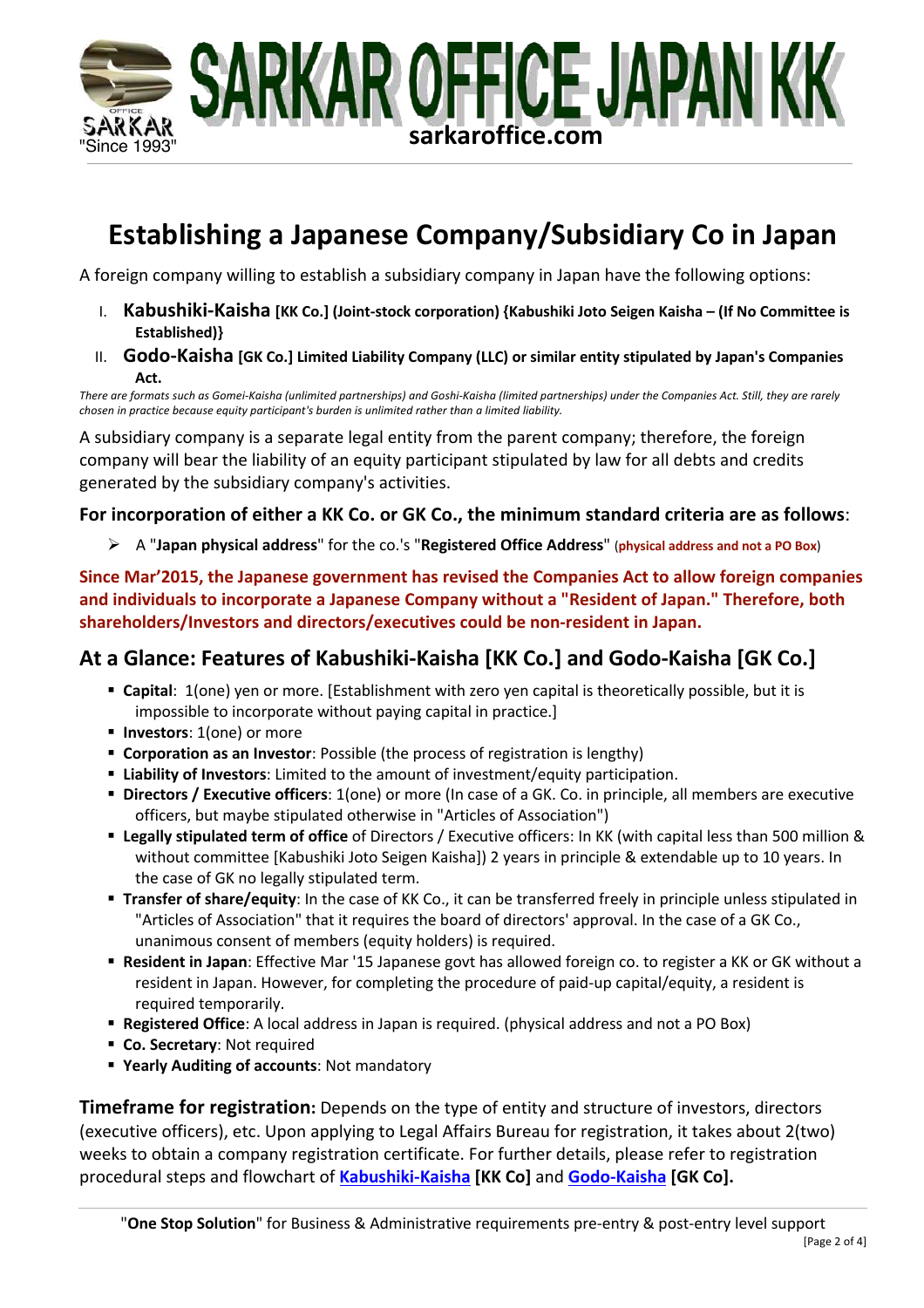# Establishing a Japanese Company/Subsidiary Co in Japan

A foreign company willing to establish a subsidiary company in Japan have the following options:

I. **Kabushiki-Kaisha [KK Co.] (Joint-stock corporation) {Kabushiki Joto Seigen Kaisha – (If No Committee is Established)}**

II. **Godo-Kaisha [GK Co.] Limited Liability Company (LLC) or similar entity stipulated by Japan's Companies Act.**

*There are formats such as Gomei-Kaisha (unlimited partnerships) and Goshi-Kaisha (limited partnerships) under the Companies Act. Still, they are rarely chosen in practice because equity participant's burden is unlimited rather than a limited liability.*

A subsidiary company is a separate legal entity from the parent company; therefore, the foreign company will bear the liability of an equity participant stipulated by law for all debts and credits generated by the subsidiary company's activities.

### For incorporation of either a KK Co. or GK Co., the minimum standard criteria are as follows:

- A "**Japan physical address**" for the co.'s "**Registered Office Address**" (**physical address and not a PO Box**)

**Since Mar'2015, the Japanese government has revised the Companies Act to allow foreign companies and individuals to incorporate a Japanese Company without a "Resident of Japan." Therefore, both shareholders/Investors and directors/executives could be non-resident in Japan.**

## At a Glance: Features of Kabushiki-Kaisha [KK Co.] and Godo-Kaisha [GK Co.]

- **Capital**: 1(one) yen or more. [Establishment with zero yen capital is theoretically possible, but it is impossible to incorporate without paying capital in practice.]
- **Investors**: 1(one) or more
- **Corporation as an Investor**: Possible (the process of registration is lengthy)
- **Liability of Investors**: Limited to the amount of investment/equity participation.
- **Directors / Executive officers**: 1(one) or more (In case of a GK. Co. in principle, all members are executive officers, but maybe stipulated otherwise in "Articles of Association")
- **Legally stipulated term of office** of Directors / Executive officers: In KK (with capital less than 500 million & without committee [Kabushiki Joto Seigen Kaisha]) 2 years in principle & extendable up to 10 years. In the case of GK no legally stipulated term.
- **Transfer of share/equity**: In the case of KK Co., it can be transferred freely in principle unless stipulated in "Articles of Association" that it requires the board of directors' approval. In the case of a GK Co., unanimous consent of members (equity holders) is required.
- **Resident in Japan**: Effective Mar '15 Japanese govt has allowed foreign co. to register a KK or GK without a resident in Japan. However, for completing the procedure of paid-up capital/equity, a resident is required temporarily.
- **Registered Office**: A local address in Japan is required. (physical address and not a PO Box)
- **Co. Secretary**: Not required
- **Yearly Auditing of accounts**: Not mandatory

**Timeframe for registration:** Depends on the type of entity and structure of investors, directors (executive officers), etc. Upon applying to Legal Affairs Bureau for registration, it takes about 2(two) weeks to obtain a company registration certificate. For further details, please refer to registration procedural steps and flowchart of **Kabushiki-Kaisha [KK Co]** and **Godo-Kaisha [GK Co].**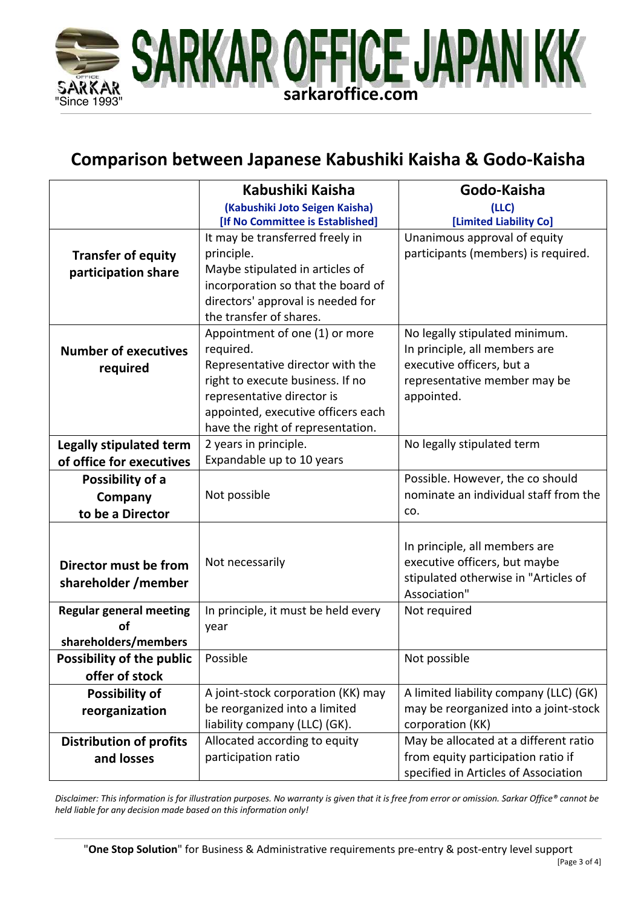## Comparison between Japanese Kabushiki Kaisha & Godo-Kaisha

| | Kabushiki Kaisha (Kabushiki Joto Seigen Kaisha) [If No Committee is Established] | Godo-Kaisha (LLC) [Limited Liability Co] |
|---|---|---|
| **Transfer of equity participation share** | It may be transferred freely in principle. Maybe stipulated in articles of incorporation so that the board of directors' approval is needed for the transfer of shares. | Unanimous approval of equity participants (members) is required. |
| **Number of executives required** | Appointment of one (1) or more required. Representative director with the right to execute business. If no representative director is appointed, executive officers each have the right of representation. | No legally stipulated minimum. In principle, all members are executive officers, but a representative member may be appointed. |
| **Legally stipulated term of office for executives** | 2 years in principle. Expandable up to 10 years | No legally stipulated term |
| **Possibility of a Company to be a Director** | Not possible | Possible. However, the co should nominate an individual staff from the co. |
| **Director must be from shareholder /member** | Not necessarily | In principle, all members are executive officers, but maybe stipulated otherwise in "Articles of Association" |
| **Regular general meeting of shareholders/members** | In principle, it must be held every year | Not required |
| **Possibility of the public offer of stock** | Possible | Not possible |
| **Possibility of reorganization** | A joint-stock corporation (KK) may be reorganized into a limited liability company (LLC) (GK). | A limited liability company (LLC) (GK) may be reorganized into a joint-stock corporation (KK) |
| **Distribution of profits and losses** | Allocated according to equity participation ratio | May be allocated at a different ratio from equity participation ratio if specified in Articles of Association |

*Disclaimer: This information is for illustration purposes. No warranty is given that it is free from error or omission. Sarkar Office® cannot be held liable for any decision made based on this information only!*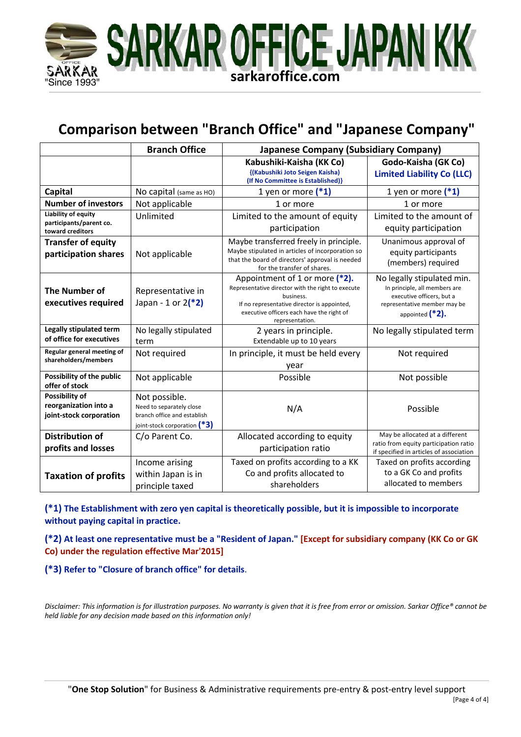# Comparison between "Branch Office" and "Japanese Company"

| | Branch Office | Japanese Company (Subsidiary Company) | |
|---|---|---|---|
| | | Kabushiki-Kaisha (KK Co) {(Kabushiki Joto Seigen Kaisha) (If No Committee is Established)} | Godo-Kaisha (GK Co) Limited Liability Co (LLC) |
| **Capital** | No capital (same as HO) | 1 yen or more (*1) | 1 yen or more (*1) |
| **Number of investors** | Not applicable | 1 or more | 1 or more |
| **Liability of equity participants/parent co. toward creditors** | Unlimited | Limited to the amount of equity participation | Limited to the amount of equity participation |
| **Transfer of equity participation shares** | Not applicable | Maybe transferred freely in principle. Maybe stipulated in articles of incorporation so that the board of directors' approval is needed for the transfer of shares. | Unanimous approval of equity participants (members) required |
| **The Number of executives required** | Representative in Japan - 1 or 2(*2) | Appointment of 1 or more (*2). Representative director with the right to execute business. If no representative director is appointed, executive officers each have the right of representation. | No legally stipulated min. In principle, all members are executive officers, but a representative member may be appointed (*2). |
| **Legally stipulated term of office for executives** | No legally stipulated term | 2 years in principle. Extendable up to 10 years | No legally stipulated term |
| **Regular general meeting of shareholders/members** | Not required | In principle, it must be held every year | Not required |
| **Possibility of the public offer of stock** | Not applicable | Possible | Not possible |
| **Possibility of reorganization into a joint-stock corporation** | Not possible. Need to separately close branch office and establish joint-stock corporation (*3) | N/A | Possible |
| **Distribution of profits and losses** | C/o Parent Co. | Allocated according to equity participation ratio | May be allocated at a different ratio from equity participation ratio if specified in articles of association |
| **Taxation of profits** | Income arising within Japan is in principle taxed | Taxed on profits according to a KK Co and profits allocated to shareholders | Taxed on profits according to a GK Co and profits allocated to members |

**(*1) The Establishment with zero yen capital is theoretically possible, but it is impossible to incorporate without paying capital in practice.**

**(*2) At least one representative must be a "Resident of Japan." [Except for subsidiary company (KK Co or GK Co) under the regulation effective Mar'2015]**

**(*3) Refer to "Closure of branch office" for details**.

*Disclaimer: This information is for illustration purposes. No warranty is given that it is free from error or omission. Sarkar Office® cannot be held liable for any decision made based on this information only!*